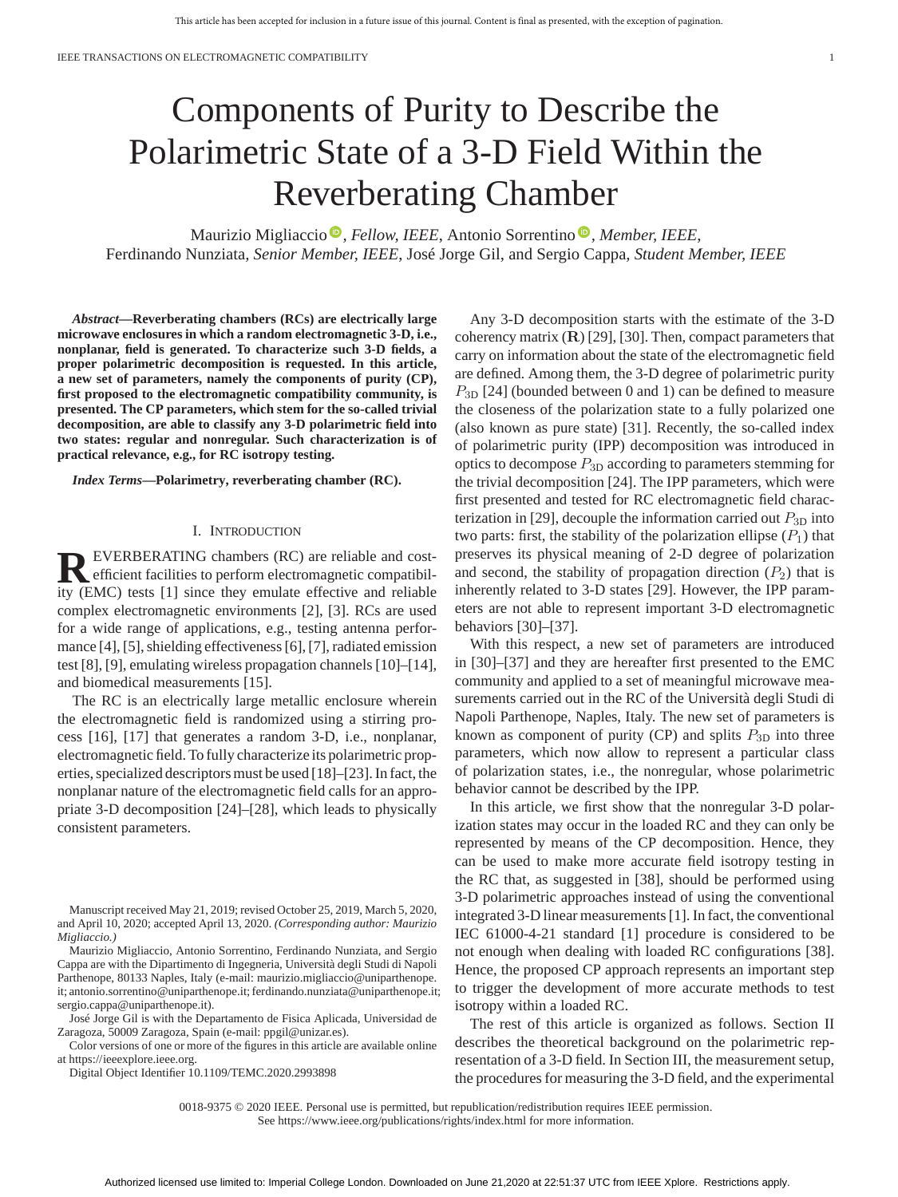# Components of Purity to Describe the Polarimetric State of a 3-D Field Within the Reverberating Chamber

Maurizio Migliaccio, *Fellow, IEEE*, Antonio Sorrentino, *Member, IEEE*, Ferdinando Nunziata, *Senior Member, IEEE*, José Jorge Gil, and Sergio Cappa, *Student Member, IEEE*

***Abstract*—Reverberating chambers (RCs) are electrically large microwave enclosures in which a random electromagnetic 3-D, i.e., nonplanar, field is generated. To characterize such 3-D fields, a proper polarimetric decomposition is requested. In this article, a new set of parameters, namely the components of purity (CP), first proposed to the electromagnetic compatibility community, is presented. The CP parameters, which stem for the so-called trivial decomposition, are able to classify any 3-D polarimetric field into two states: regular and nonregular. Such characterization is of practical relevance, e.g., for RC isotropy testing.**

***Index Terms*—Polarimetry, reverberating chamber (RC).**

## I. Introduction

Reverberating chambers (RC) are reliable and cost-efficient facilities to perform electromagnetic compatibility (EMC) tests [1] since they emulate effective and reliable complex electromagnetic environments [2], [3]. RCs are used for a wide range of applications, e.g., testing antenna performance [4], [5], shielding effectiveness [6], [7], radiated emission test [8], [9], emulating wireless propagation channels [10]–[14], and biomedical measurements [15].

The RC is an electrically large metallic enclosure wherein the electromagnetic field is randomized using a stirring process [16], [17] that generates a random 3-D, i.e., nonplanar, electromagnetic field. To fully characterize its polarimetric properties, specialized descriptors must be used [18]–[23]. In fact, the nonplanar nature of the electromagnetic field calls for an appropriate 3-D decomposition [24]–[28], which leads to physically consistent parameters.

Any 3-D decomposition starts with the estimate of the 3-D coherency matrix ($\mathbf{R}$) [29], [30]. Then, compact parameters that carry on information about the state of the electromagnetic field are defined. Among them, the 3-D degree of polarimetric purity $P_{3D}$ [24] (bounded between 0 and 1) can be defined to measure the closeness of the polarization state to a fully polarized one (also known as pure state) [31]. Recently, the so-called index of polarimetric purity (IPP) decomposition was introduced in optics to decompose $P_{3D}$ according to parameters stemming for the trivial decomposition [24]. The IPP parameters, which were first presented and tested for RC electromagnetic field characterization in [29], decouple the information carried out $P_{3D}$ into two parts: first, the stability of the polarization ellipse ($P_1$) that preserves its physical meaning of 2-D degree of polarization and second, the stability of propagation direction ($P_2$) that is inherently related to 3-D states [29]. However, the IPP parameters are not able to represent important 3-D electromagnetic behaviors [30]–[37].

With this respect, a new set of parameters are introduced in [30]–[37] and they are hereafter first presented to the EMC community and applied to a set of meaningful microwave measurements carried out in the RC of the Università degli Studi di Napoli Parthenope, Naples, Italy. The new set of parameters is known as component of purity (CP) and splits $P_{3D}$ into three parameters, which now allow to represent a particular class of polarization states, i.e., the nonregular, whose polarimetric behavior cannot be described by the IPP.

In this article, we first show that the nonregular 3-D polarization states may occur in the loaded RC and they can only be represented by means of the CP decomposition. Hence, they can be used to make more accurate field isotropy testing in the RC that, as suggested in [38], should be performed using 3-D polarimetric approaches instead of using the conventional integrated 3-D linear measurements [1]. In fact, the conventional IEC 61000-4-21 standard [1] procedure is considered to be not enough when dealing with loaded RC configurations [38]. Hence, the proposed CP approach represents an important step to trigger the development of more accurate methods to test isotropy within a loaded RC.

The rest of this article is organized as follows. Section II describes the theoretical background on the polarimetric representation of a 3-D field. In Section III, the measurement setup, the procedures for measuring the 3-D field, and the experimental

---

Manuscript received May 21, 2019; revised October 25, 2019, March 5, 2020, and April 10, 2020; accepted April 13, 2020. *(Corresponding author: Maurizio Migliaccio.)*

Maurizio Migliaccio, Antonio Sorrentino, Ferdinando Nunziata, and Sergio Cappa are with the Dipartimento di Ingegneria, Università degli Studi di Napoli Parthenope, 80133 Naples, Italy (e-mail: maurizio.migliaccio@uniparthenope.it; antonio.sorrentino@uniparthenope.it; ferdinando.nunziata@uniparthenope.it; sergio.cappa@uniparthenope.it).

José Jorge Gil is with the Departamento de Fisica Aplicada, Universidad de Zaragoza, 50009 Zaragoza, Spain (e-mail: ppgil@unizar.es).

Color versions of one or more of the figures in this article are available online at https://ieeexplore.ieee.org.

Digital Object Identifier 10.1109/TEMC.2020.2993898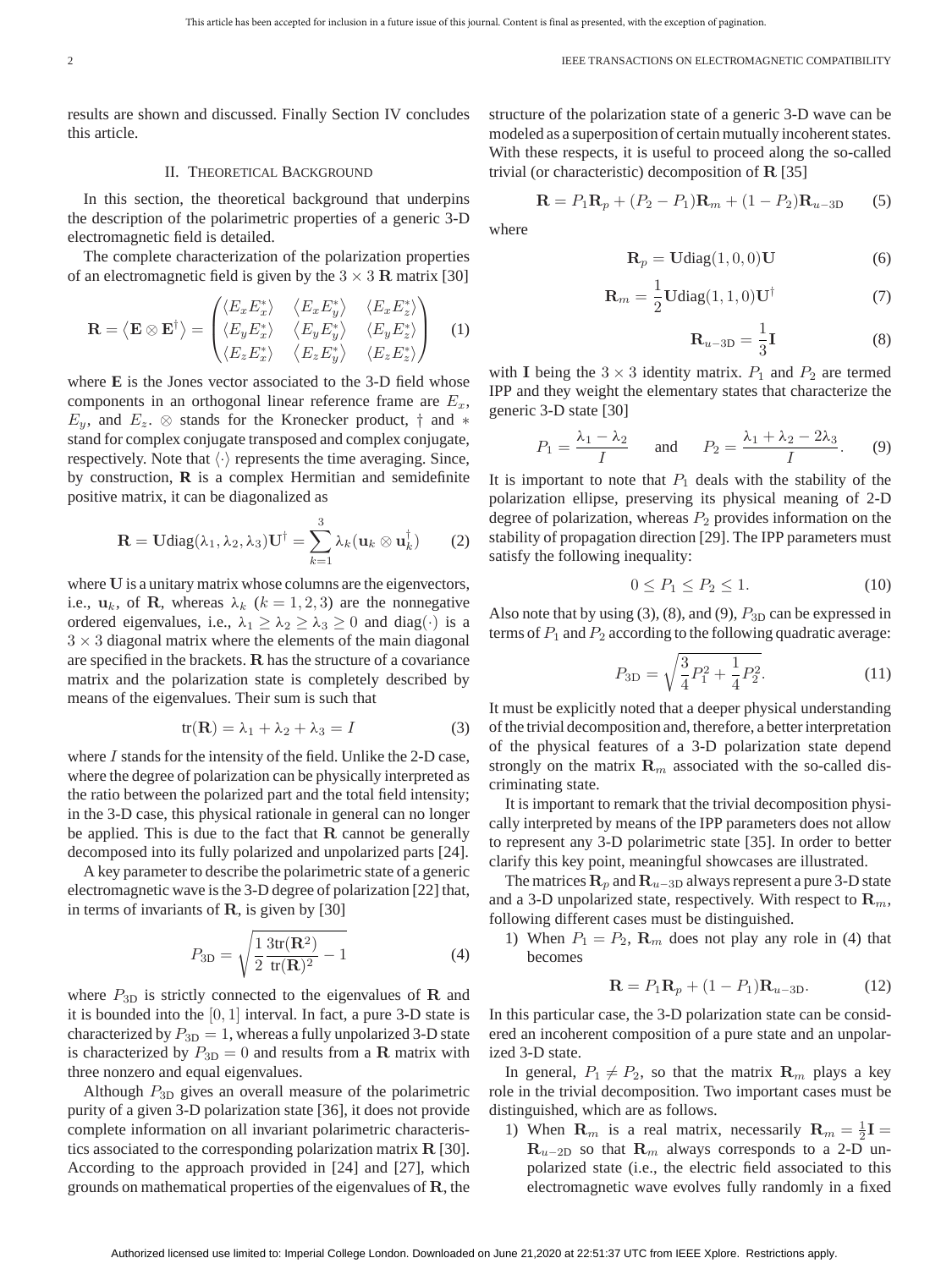results are shown and discussed. Finally Section IV concludes this article.

## II. Theoretical Background

In this section, the theoretical background that underpins the description of the polarimetric properties of a generic 3-D electromagnetic field is detailed.

The complete characterization of the polarization properties of an electromagnetic field is given by the $3 \times 3$ $\mathbf{R}$ matrix [30]

$$\mathbf{R} = \left\langle \mathbf{E} \otimes \mathbf{E}^{\dagger} \right\rangle = \begin{pmatrix} \langle E_x E_x^* \rangle & \langle E_x E_y^* \rangle & \langle E_x E_z^* \rangle \\ \langle E_y E_x^* \rangle & \langle E_y E_y^* \rangle & \langle E_y E_z^* \rangle \\ \langle E_z E_x^* \rangle & \langle E_z E_y^* \rangle & \langle E_z E_z^* \rangle \end{pmatrix} \quad (1)$$

where $\mathbf{E}$ is the Jones vector associated to the 3-D field whose components in an orthogonal linear reference frame are $E_x$, $E_y$, and $E_z$. $\otimes$ stands for the Kronecker product, $\dagger$ and $*$ stand for complex conjugate transposed and complex conjugate, respectively. Note that $\langle \cdot \rangle$ represents the time averaging. Since, by construction, $\mathbf{R}$ is a complex Hermitian and semidefinite positive matrix, it can be diagonalized as

$$\mathbf{R} = \mathbf{U}\text{diag}(\lambda_1, \lambda_2, \lambda_3)\mathbf{U}^{\dagger} = \sum_{k=1}^{3} \lambda_k (\mathbf{u}_k \otimes \mathbf{u}_k^{\dagger}) \quad (2)$$

where $\mathbf{U}$ is a unitary matrix whose columns are the eigenvectors, i.e., $\mathbf{u}_k$, of $\mathbf{R}$, whereas $\lambda_k$ $(k = 1, 2, 3)$ are the nonnegative ordered eigenvalues, i.e., $\lambda_1 \geq \lambda_2 \geq \lambda_3 \geq 0$ and $\text{diag}(\cdot)$ is a $3 \times 3$ diagonal matrix where the elements of the main diagonal are specified in the brackets. $\mathbf{R}$ has the structure of a covariance matrix and the polarization state is completely described by means of the eigenvalues. Their sum is such that

$$\text{tr}(\mathbf{R}) = \lambda_1 + \lambda_2 + \lambda_3 = I \quad (3)$$

where $I$ stands for the intensity of the field. Unlike the 2-D case, where the degree of polarization can be physically interpreted as the ratio between the polarized part and the total field intensity; in the 3-D case, this physical rationale in general can no longer be applied. This is due to the fact that $\mathbf{R}$ cannot be generally decomposed into its fully polarized and unpolarized parts [24].

A key parameter to describe the polarimetric state of a generic electromagnetic wave is the 3-D degree of polarization [22] that, in terms of invariants of $\mathbf{R}$, is given by [30]

$$P_{\text{3D}} = \sqrt{\frac{1}{2}\frac{3\text{tr}(\mathbf{R}^2)}{\text{tr}(\mathbf{R})^2} - 1} \quad (4)$$

where $P_{\text{3D}}$ is strictly connected to the eigenvalues of $\mathbf{R}$ and it is bounded into the $[0, 1]$ interval. In fact, a pure 3-D state is characterized by $P_{\text{3D}} = 1$, whereas a fully unpolarized 3-D state is characterized by $P_{\text{3D}} = 0$ and results from a $\mathbf{R}$ matrix with three nonzero and equal eigenvalues.

Although $P_{\text{3D}}$ gives an overall measure of the polarimetric purity of a given 3-D polarization state [36], it does not provide complete information on all invariant polarimetric characteristics associated to the corresponding polarization matrix $\mathbf{R}$ [30]. According to the approach provided in [24] and [27], which grounds on mathematical properties of the eigenvalues of $\mathbf{R}$, the structure of the polarization state of a generic 3-D wave can be modeled as a superposition of certain mutually incoherent states. With these respects, it is useful to proceed along the so-called trivial (or characteristic) decomposition of $\mathbf{R}$ [35]

$$\mathbf{R} = P_1\mathbf{R}_p + (P_2 - P_1)\mathbf{R}_m + (1 - P_2)\mathbf{R}_{u-\text{3D}} \quad (5)$$

where

$$\mathbf{R}_p = \mathbf{U}\text{diag}(1, 0, 0)\mathbf{U} \quad (6)$$

$$\mathbf{R}_m = \frac{1}{2}\mathbf{U}\text{diag}(1, 1, 0)\mathbf{U}^{\dagger} \quad (7)$$

$$\mathbf{R}_{u-\text{3D}} = \frac{1}{3}\mathbf{I} \quad (8)$$

with $\mathbf{I}$ being the $3 \times 3$ identity matrix. $P_1$ and $P_2$ are termed IPP and they weight the elementary states that characterize the generic 3-D state [30]

$$P_1 = \frac{\lambda_1 - \lambda_2}{I} \quad \text{and} \quad P_2 = \frac{\lambda_1 + \lambda_2 - 2\lambda_3}{I}. \quad (9)$$

It is important to note that $P_1$ deals with the stability of the polarization ellipse, preserving its physical meaning of 2-D degree of polarization, whereas $P_2$ provides information on the stability of propagation direction [29]. The IPP parameters must satisfy the following inequality:

$$0 \leq P_1 \leq P_2 \leq 1. \quad (10)$$

Also note that by using (3), (8), and (9), $P_{\text{3D}}$ can be expressed in terms of $P_1$ and $P_2$ according to the following quadratic average:

$$P_{\text{3D}} = \sqrt{\frac{3}{4}P_1^2 + \frac{1}{4}P_2^2}. \quad (11)$$

It must be explicitly noted that a deeper physical understanding of the trivial decomposition and, therefore, a better interpretation of the physical features of a 3-D polarization state depend strongly on the matrix $\mathbf{R}_m$ associated with the so-called discriminating state.

It is important to remark that the trivial decomposition physically interpreted by means of the IPP parameters does not allow to represent any 3-D polarimetric state [35]. In order to better clarify this key point, meaningful showcases are illustrated.

The matrices $\mathbf{R}_p$ and $\mathbf{R}_{u-\text{3D}}$ always represent a pure 3-D state and a 3-D unpolarized state, respectively. With respect to $\mathbf{R}_m$, following different cases must be distinguished.

1) When $P_1 = P_2$, $\mathbf{R}_m$ does not play any role in (4) that becomes

$$\mathbf{R} = P_1\mathbf{R}_p + (1 - P_1)\mathbf{R}_{u-\text{3D}}. \quad (12)$$

In this particular case, the 3-D polarization state can be considered an incoherent composition of a pure state and an unpolarized 3-D state.

In general, $P_1 \neq P_2$, so that the matrix $\mathbf{R}_m$ plays a key role in the trivial decomposition. Two important cases must be distinguished, which are as follows.

1) When $\mathbf{R}_m$ is a real matrix, necessarily $\mathbf{R}_m = \frac{1}{2}\mathbf{I} = \mathbf{R}_{u-\text{2D}}$ so that $\mathbf{R}_m$ always corresponds to a 2-D unpolarized state (i.e., the electric field associated to this electromagnetic wave evolves fully randomly in a fixed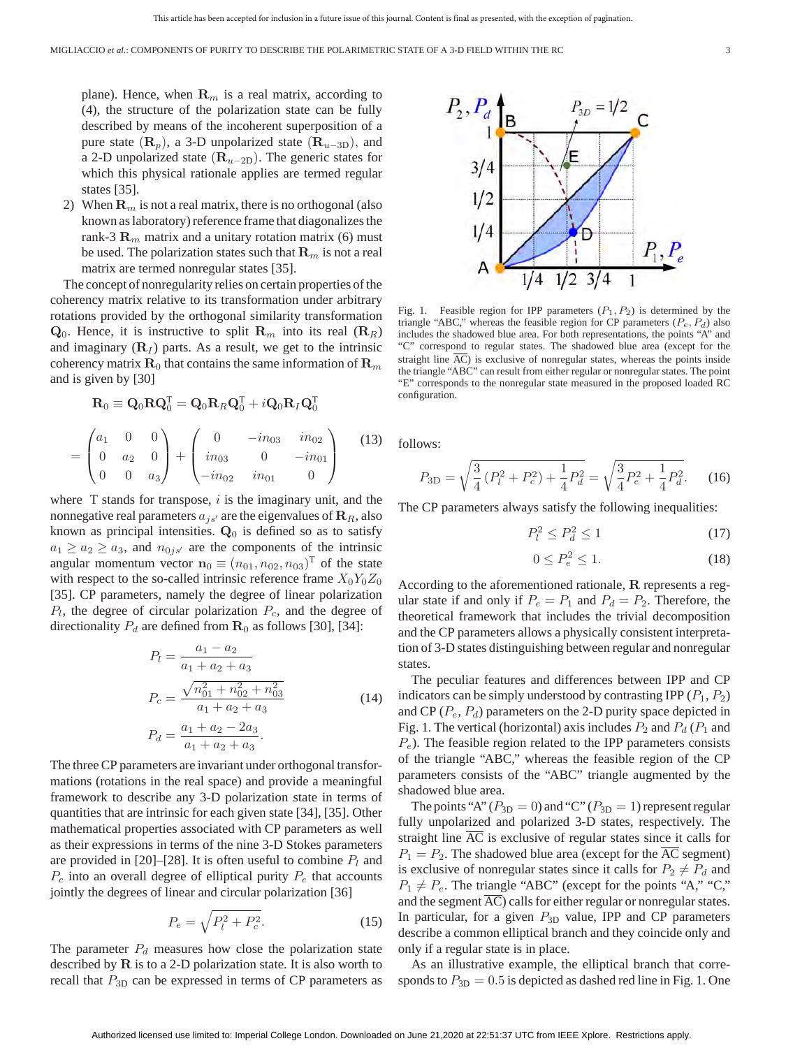plane). Hence, when $\mathbf{R}_m$ is a real matrix, according to (4), the structure of the polarization state can be fully described by means of the incoherent superposition of a pure state ($\mathbf{R}_p$), a 3-D unpolarized state ($\mathbf{R}_{u-3\mathrm{D}}$), and a 2-D unpolarized state ($\mathbf{R}_{u-2\mathrm{D}}$). The generic states for which this physical rationale applies are termed regular states [35].

2) When $\mathbf{R}_m$ is not a real matrix, there is no orthogonal (also known as laboratory) reference frame that diagonalizes the rank-3 $\mathbf{R}_m$ matrix and a unitary rotation matrix (6) must be used. The polarization states such that $\mathbf{R}_m$ is not a real matrix are termed nonregular states [35].

The concept of nonregularity relies on certain properties of the coherency matrix relative to its transformation under arbitrary rotations provided by the orthogonal similarity transformation $\mathbf{Q}_0$. Hence, it is instructive to split $\mathbf{R}_m$ into its real ($\mathbf{R}_R$) and imaginary ($\mathbf{R}_I$) parts. As a result, we get to the intrinsic coherency matrix $\mathbf{R}_0$ that contains the same information of $\mathbf{R}_m$ and is given by [30]

$$\mathbf{R}_0 \equiv \mathbf{Q}_0\mathbf{R}\mathbf{Q}_0^{\mathrm{T}} = \mathbf{Q}_0\mathbf{R}_R\mathbf{Q}_0^{\mathrm{T}} + i\mathbf{Q}_0\mathbf{R}_I\mathbf{Q}_0^{\mathrm{T}}$$
$$= \begin{pmatrix} a_1 & 0 & 0 \\ 0 & a_2 & 0 \\ 0 & 0 & a_3 \end{pmatrix} + \begin{pmatrix} 0 & -in_{03} & in_{02} \\ in_{03} & 0 & -in_{01} \\ -in_{02} & in_{01} & 0 \end{pmatrix} \tag{13}$$

where T stands for transpose, $i$ is the imaginary unit, and the nonnegative real parameters $a_{js'}$ are the eigenvalues of $\mathbf{R}_R$, also known as principal intensities. $\mathbf{Q}_0$ is defined so as to satisfy $a_1 \geq a_2 \geq a_3$, and $n_{0js'}$ are the components of the intrinsic angular momentum vector $\mathbf{n}_0 \equiv (n_{01}, n_{02}, n_{03})^{\mathrm{T}}$ of the state with respect to the so-called intrinsic reference frame $X_0Y_0Z_0$ [35]. CP parameters, namely the degree of linear polarization $P_l$, the degree of circular polarization $P_c$, and the degree of directionality $P_d$ are defined from $\mathbf{R}_0$ as follows [30], [34]:

$$P_l = \frac{a_1 - a_2}{a_1 + a_2 + a_3}$$
$$P_c = \frac{\sqrt{n_{01}^2 + n_{02}^2 + n_{03}^2}}{a_1 + a_2 + a_3} \tag{14}$$
$$P_d = \frac{a_1 + a_2 - 2a_3}{a_1 + a_2 + a_3}.$$

The three CP parameters are invariant under orthogonal transformations (rotations in the real space) and provide a meaningful framework to describe any 3-D polarization state in terms of quantities that are intrinsic for each given state [34], [35]. Other mathematical properties associated with CP parameters as well as their expressions in terms of the nine 3-D Stokes parameters are provided in [20]–[28]. It is often useful to combine $P_l$ and $P_c$ into an overall degree of elliptical purity $P_e$ that accounts jointly the degrees of linear and circular polarization [36]

$$P_e = \sqrt{P_l^2 + P_c^2}. \tag{15}$$

The parameter $P_d$ measures how close the polarization state described by $\mathbf{R}$ is to a 2-D polarization state. It is also worth to recall that $P_{3\mathrm{D}}$ can be expressed in terms of CP parameters as follows:

$$P_{3\mathrm{D}} = \sqrt{\frac{3}{4}\left(P_l^2 + P_c^2\right) + \frac{1}{4}P_d^2} = \sqrt{\frac{3}{4}P_e^2 + \frac{1}{4}P_d^2}. \tag{16}$$

Fig. 1. Feasible region for IPP parameters ($P_1, P_2$) is determined by the triangle "ABC," whereas the feasible region for CP parameters ($P_e, P_d$) also includes the shadowed blue area. For both representations, the points "A" and "C" correspond to regular states. The shadowed blue area (except for the straight line $\overline{\mathrm{AC}}$) is exclusive of nonregular states, whereas the points inside the triangle "ABC" can result from either regular or nonregular states. The point "E" corresponds to the nonregular state measured in the proposed loaded RC configuration.

The CP parameters always satisfy the following inequalities:

$$P_l^2 \leq P_d^2 \leq 1 \tag{17}$$
$$0 \leq P_e^2 \leq 1. \tag{18}$$

According to the aforementioned rationale, $\mathbf{R}$ represents a regular state if and only if $P_e = P_1$ and $P_d = P_2$. Therefore, the theoretical framework that includes the trivial decomposition and the CP parameters allows a physically consistent interpretation of 3-D states distinguishing between regular and nonregular states.

The peculiar features and differences between IPP and CP indicators can be simply understood by contrasting IPP ($P_1$, $P_2$) and CP ($P_e$, $P_d$) parameters on the 2-D purity space depicted in Fig. 1. The vertical (horizontal) axis includes $P_2$ and $P_d$ ($P_1$ and $P_e$). The feasible region related to the IPP parameters consists of the triangle "ABC," whereas the feasible region of the CP parameters consists of the "ABC" triangle augmented by the shadowed blue area.

The points "A" ($P_{3\mathrm{D}} = 0$) and "C" ($P_{3\mathrm{D}} = 1$) represent regular fully unpolarized and polarized 3-D states, respectively. The straight line $\overline{\mathrm{AC}}$ is exclusive of regular states since it calls for $P_1 = P_2$. The shadowed blue area (except for the $\overline{\mathrm{AC}}$ segment) is exclusive of nonregular states since it calls for $P_2 \neq P_d$ and $P_1 \neq P_e$. The triangle "ABC" (except for the points "A," "C," and the segment $\overline{\mathrm{AC}}$) calls for either regular or nonregular states. In particular, for a given $P_{3\mathrm{D}}$ value, IPP and CP parameters describe a common elliptical branch and they coincide only and only if a regular state is in place.

As an illustrative example, the elliptical branch that corresponds to $P_{3\mathrm{D}} = 0.5$ is depicted as dashed red line in Fig. 1. One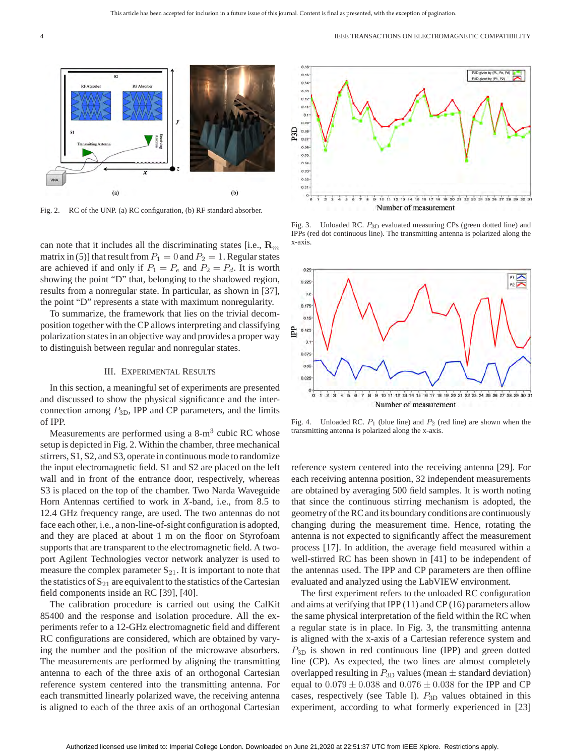Fig. 2. RC of the UNP. (a) RC configuration, (b) RF standard absorber.

Fig. 3. Unloaded RC. $P_{3D}$ evaluated measuring CPs (green dotted line) and IPPs (red dot continuous line). The transmitting antenna is polarized along the x-axis.

Fig. 4. Unloaded RC. $P_1$ (blue line) and $P_2$ (red line) are shown when the transmitting antenna is polarized along the x-axis.

can note that it includes all the discriminating states [i.e., $\mathbf{R}_m$ matrix in (5)] that result from $P_1 = 0$ and $P_2 = 1$. Regular states are achieved if and only if $P_1 = P_e$ and $P_2 = P_d$. It is worth showing the point "D" that, belonging to the shadowed region, results from a nonregular state. In particular, as shown in [37], the point "D" represents a state with maximum nonregularity.

To summarize, the framework that lies on the trivial decomposition together with the CP allows interpreting and classifying polarization states in an objective way and provides a proper way to distinguish between regular and nonregular states.

## III. Experimental Results

In this section, a meaningful set of experiments are presented and discussed to show the physical significance and the interconnection among $P_{3D}$, IPP and CP parameters, and the limits of IPP.

Measurements are performed using a 8-m$^3$ cubic RC whose setup is depicted in Fig. 2. Within the chamber, three mechanical stirrers, S1, S2, and S3, operate in continuous mode to randomize the input electromagnetic field. S1 and S2 are placed on the left wall and in front of the entrance door, respectively, whereas S3 is placed on the top of the chamber. Two Narda Waveguide Horn Antennas certified to work in *X*-band, i.e., from 8.5 to 12.4 GHz frequency range, are used. The two antennas do not face each other, i.e., a non-line-of-sight configuration is adopted, and they are placed at about 1 m on the floor on Styrofoam supports that are transparent to the electromagnetic field. A two-port Agilent Technologies vector network analyzer is used to measure the complex parameter $S_{21}$. It is important to note that the statistics of $S_{21}$ are equivalent to the statistics of the Cartesian field components inside an RC [39], [40].

The calibration procedure is carried out using the CalKit 85400 and the response and isolation procedure. All the experiments refer to a 12-GHz electromagnetic field and different RC configurations are considered, which are obtained by varying the number and the position of the microwave absorbers. The measurements are performed by aligning the transmitting antenna to each of the three axis of an orthogonal Cartesian reference system centered into the transmitting antenna. For each transmitted linearly polarized wave, the receiving antenna is aligned to each of the three axis of an orthogonal Cartesian reference system centered into the receiving antenna [29]. For each receiving antenna position, 32 independent measurements are obtained by averaging 500 field samples. It is worth noting that since the continuous stirring mechanism is adopted, the geometry of the RC and its boundary conditions are continuously changing during the measurement time. Hence, rotating the antenna is not expected to significantly affect the measurement process [17]. In addition, the average field measured within a well-stirred RC has been shown in [41] to be independent of the antennas used. The IPP and CP parameters are then offline evaluated and analyzed using the LabVIEW environment.

The first experiment refers to the unloaded RC configuration and aims at verifying that IPP (11) and CP (16) parameters allow the same physical interpretation of the field within the RC when a regular state is in place. In Fig. 3, the transmitting antenna is aligned with the x-axis of a Cartesian reference system and $P_{3D}$ is shown in red continuous line (IPP) and green dotted line (CP). As expected, the two lines are almost completely overlapped resulting in $P_{3D}$ values (mean $\pm$ standard deviation) equal to $0.079 \pm 0.038$ and $0.076 \pm 0.038$ for the IPP and CP cases, respectively (see Table I). $P_{3D}$ values obtained in this experiment, according to what formerly experienced in [23]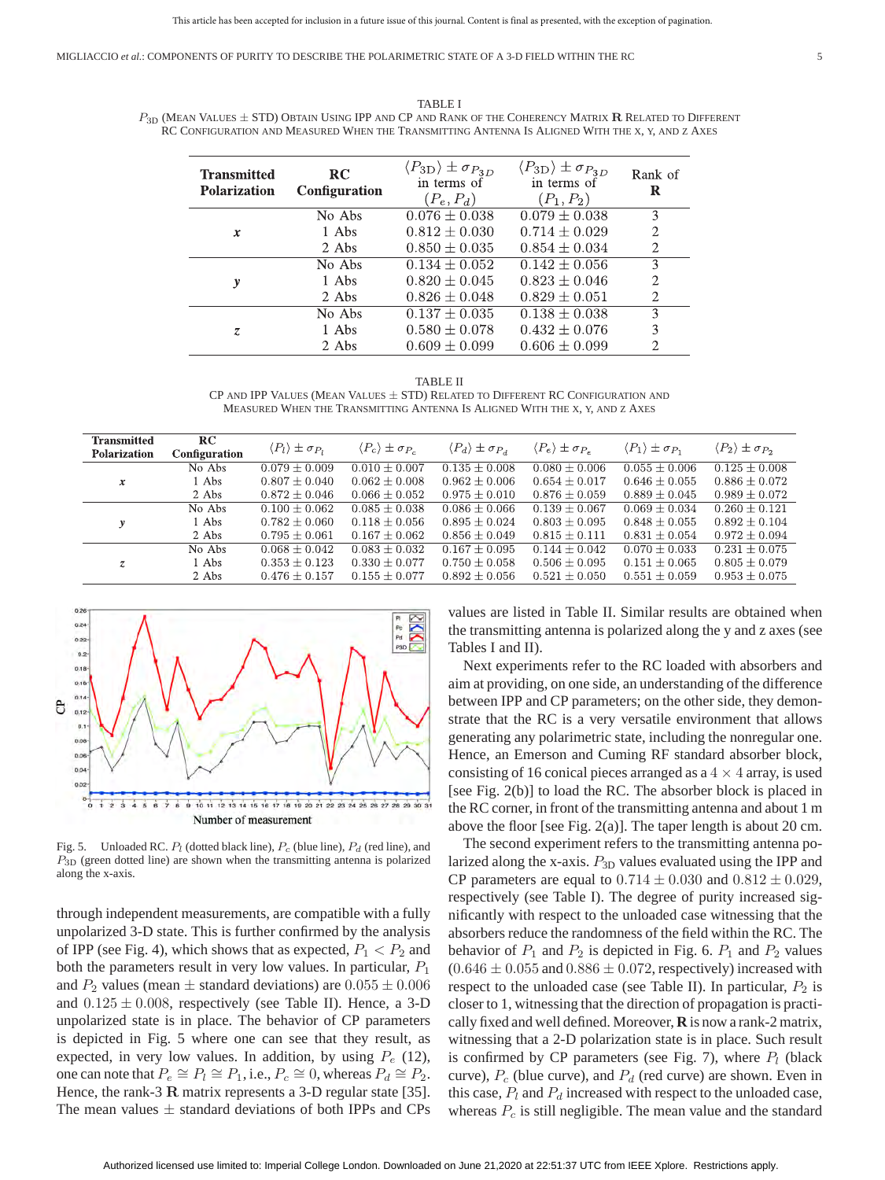TABLE I

$P_{3D}$ (Mean Values ± STD) Obtain Using IPP and CP and Rank of the Coherency Matrix **R** Related to Different RC Configuration and Measured When the Transmitting Antenna Is Aligned With the x, y, and z Axes

| Transmitted Polarization | RC Configuration | $\langle P_{3D}\rangle \pm \sigma_{P_{3D}}$ in terms of $(P_e, P_d)$ | $\langle P_{3D}\rangle \pm \sigma_{P_{3D}}$ in terms of $(P_1, P_2)$ | Rank of **R** |
|---|---|---|---|---|
| *x* | No Abs | $0.076 \pm 0.038$ | $0.079 \pm 0.038$ | 3 |
| | 1 Abs | $0.812 \pm 0.030$ | $0.714 \pm 0.029$ | 2 |
| | 2 Abs | $0.850 \pm 0.035$ | $0.854 \pm 0.034$ | 2 |
| *y* | No Abs | $0.134 \pm 0.052$ | $0.142 \pm 0.056$ | 3 |
| | 1 Abs | $0.820 \pm 0.045$ | $0.823 \pm 0.046$ | 2 |
| | 2 Abs | $0.826 \pm 0.048$ | $0.829 \pm 0.051$ | 2 |
| *z* | No Abs | $0.137 \pm 0.035$ | $0.138 \pm 0.038$ | 3 |
| | 1 Abs | $0.580 \pm 0.078$ | $0.432 \pm 0.076$ | 3 |
| | 2 Abs | $0.609 \pm 0.099$ | $0.606 \pm 0.099$ | 2 |

TABLE II

CP and IPP Values (Mean Values ± STD) Related to Different RC Configuration and Measured When the Transmitting Antenna Is Aligned With the x, y, and z Axes

| Transmitted Polarization | RC Configuration | $\langle P_l\rangle \pm \sigma_{P_l}$ | $\langle P_c\rangle \pm \sigma_{P_c}$ | $\langle P_d\rangle \pm \sigma_{P_d}$ | $\langle P_e\rangle \pm \sigma_{P_e}$ | $\langle P_1\rangle \pm \sigma_{P_1}$ | $\langle P_2\rangle \pm \sigma_{P_2}$ |
|---|---|---|---|---|---|---|---|
| *x* | No Abs | $0.079 \pm 0.009$ | $0.010 \pm 0.007$ | $0.135 \pm 0.008$ | $0.080 \pm 0.006$ | $0.055 \pm 0.006$ | $0.125 \pm 0.008$ |
| | 1 Abs | $0.807 \pm 0.040$ | $0.062 \pm 0.008$ | $0.962 \pm 0.006$ | $0.654 \pm 0.017$ | $0.646 \pm 0.055$ | $0.886 \pm 0.072$ |
| | 2 Abs | $0.872 \pm 0.046$ | $0.066 \pm 0.052$ | $0.975 \pm 0.010$ | $0.876 \pm 0.059$ | $0.889 \pm 0.045$ | $0.989 \pm 0.072$ |
| *y* | No Abs | $0.100 \pm 0.062$ | $0.085 \pm 0.038$ | $0.086 \pm 0.066$ | $0.139 \pm 0.067$ | $0.069 \pm 0.034$ | $0.260 \pm 0.121$ |
| | 1 Abs | $0.782 \pm 0.060$ | $0.118 \pm 0.056$ | $0.895 \pm 0.024$ | $0.803 \pm 0.095$ | $0.848 \pm 0.055$ | $0.892 \pm 0.104$ |
| | 2 Abs | $0.795 \pm 0.061$ | $0.167 \pm 0.062$ | $0.856 \pm 0.049$ | $0.815 \pm 0.111$ | $0.831 \pm 0.054$ | $0.972 \pm 0.094$ |
| *z* | No Abs | $0.068 \pm 0.042$ | $0.083 \pm 0.032$ | $0.167 \pm 0.095$ | $0.144 \pm 0.042$ | $0.070 \pm 0.033$ | $0.231 \pm 0.075$ |
| | 1 Abs | $0.353 \pm 0.123$ | $0.330 \pm 0.077$ | $0.750 \pm 0.058$ | $0.506 \pm 0.095$ | $0.151 \pm 0.065$ | $0.805 \pm 0.079$ |
| | 2 Abs | $0.476 \pm 0.157$ | $0.155 \pm 0.077$ | $0.892 \pm 0.056$ | $0.521 \pm 0.050$ | $0.551 \pm 0.059$ | $0.953 \pm 0.075$ |

Fig. 5. Unloaded RC. $P_l$ (dotted black line), $P_c$ (blue line), $P_d$ (red line), and $P_{3D}$ (green dotted line) are shown when the transmitting antenna is polarized along the x-axis.

through independent measurements, are compatible with a fully unpolarized 3-D state. This is further confirmed by the analysis of IPP (see Fig. 4), which shows that as expected, $P_1 < P_2$ and both the parameters result in very low values. In particular, $P_1$ and $P_2$ values (mean ± standard deviations) are $0.055 \pm 0.006$ and $0.125 \pm 0.008$, respectively (see Table II). Hence, a 3-D unpolarized state is in place. The behavior of CP parameters is depicted in Fig. 5 where one can see that they result, as expected, in very low values. In addition, by using $P_e$ (12), one can note that $P_e \cong P_l \cong P_1$, i.e., $P_c \cong 0$, whereas $P_d \cong P_2$. Hence, the rank-3 **R** matrix represents a 3-D regular state [35]. The mean values ± standard deviations of both IPPs and CPs values are listed in Table II. Similar results are obtained when the transmitting antenna is polarized along the y and z axes (see Tables I and II).

Next experiments refer to the RC loaded with absorbers and aim at providing, on one side, an understanding of the difference between IPP and CP parameters; on the other side, they demonstrate that the RC is a very versatile environment that allows generating any polarimetric state, including the nonregular one. Hence, an Emerson and Cuming RF standard absorber block, consisting of 16 conical pieces arranged as a 4 × 4 array, is used [see Fig. 2(b)] to load the RC. The absorber block is placed in the RC corner, in front of the transmitting antenna and about 1 m above the floor [see Fig. 2(a)]. The taper length is about 20 cm.

The second experiment refers to the transmitting antenna polarized along the x-axis. $P_{3D}$ values evaluated using the IPP and CP parameters are equal to $0.714 \pm 0.030$ and $0.812 \pm 0.029$, respectively (see Table I). The degree of purity increased significantly with respect to the unloaded case witnessing that the absorbers reduce the randomness of the field within the RC. The behavior of $P_1$ and $P_2$ is depicted in Fig. 6. $P_1$ and $P_2$ values ($0.646 \pm 0.055$ and $0.886 \pm 0.072$, respectively) increased with respect to the unloaded case (see Table II). In particular, $P_2$ is closer to 1, witnessing that the direction of propagation is practically fixed and well defined. Moreover, **R** is now a rank-2 matrix, witnessing that a 2-D polarization state is in place. Such result is confirmed by CP parameters (see Fig. 7), where $P_l$ (black curve), $P_c$ (blue curve), and $P_d$ (red curve) are shown. Even in this case, $P_l$ and $P_d$ increased with respect to the unloaded case, whereas $P_c$ is still negligible. The mean value and the standard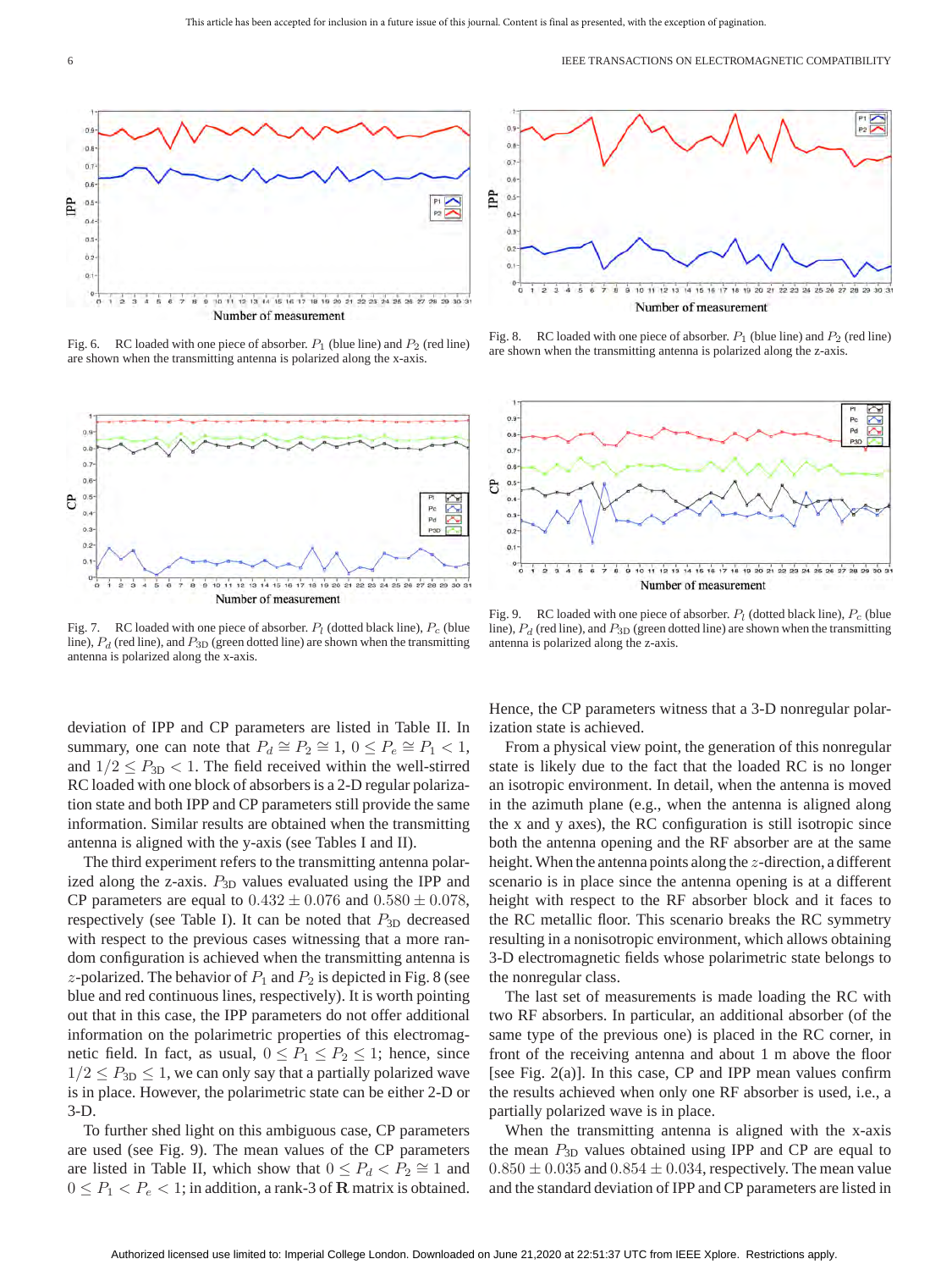Fig. 6. RC loaded with one piece of absorber. $P_1$ (blue line) and $P_2$ (red line) are shown when the transmitting antenna is polarized along the x-axis.

Fig. 8. RC loaded with one piece of absorber. $P_1$ (blue line) and $P_2$ (red line) are shown when the transmitting antenna is polarized along the z-axis.

Fig. 7. RC loaded with one piece of absorber. $P_l$ (dotted black line), $P_c$ (blue line), $P_d$ (red line), and $P_{3D}$ (green dotted line) are shown when the transmitting antenna is polarized along the x-axis.

Fig. 9. RC loaded with one piece of absorber. $P_l$ (dotted black line), $P_c$ (blue line), $P_d$ (red line), and $P_{3D}$ (green dotted line) are shown when the transmitting antenna is polarized along the z-axis.

deviation of IPP and CP parameters are listed in Table II. In summary, one can note that $P_d \cong P_2 \cong 1$, $0 \leq P_e \cong P_1 < 1$, and $1/2 \leq P_{3D} < 1$. The field received within the well-stirred RC loaded with one block of absorbers is a 2-D regular polarization state and both IPP and CP parameters still provide the same information. Similar results are obtained when the transmitting antenna is aligned with the y-axis (see Tables I and II).

The third experiment refers to the transmitting antenna polarized along the z-axis. $P_{3D}$ values evaluated using the IPP and CP parameters are equal to $0.432 \pm 0.076$ and $0.580 \pm 0.078$, respectively (see Table I). It can be noted that $P_{3D}$ decreased with respect to the previous cases witnessing that a more random configuration is achieved when the transmitting antenna is $z$-polarized. The behavior of $P_1$ and $P_2$ is depicted in Fig. 8 (see blue and red continuous lines, respectively). It is worth pointing out that in this case, the IPP parameters do not offer additional information on the polarimetric properties of this electromagnetic field. In fact, as usual, $0 \leq P_1 \leq P_2 \leq 1$; hence, since $1/2 \leq P_{3D} \leq 1$, we can only say that a partially polarized wave is in place. However, the polarimetric state can be either 2-D or 3-D.

To further shed light on this ambiguous case, CP parameters are used (see Fig. 9). The mean values of the CP parameters are listed in Table II, which show that $0 \leq P_d < P_2 \cong 1$ and $0 \leq P_1 < P_e < 1$; in addition, a rank-3 of $\mathbf{R}$ matrix is obtained. Hence, the CP parameters witness that a 3-D nonregular polarization state is achieved.

From a physical view point, the generation of this nonregular state is likely due to the fact that the loaded RC is no longer an isotropic environment. In detail, when the antenna is moved in the azimuth plane (e.g., when the antenna is aligned along the x and y axes), the RC configuration is still isotropic since both the antenna opening and the RF absorber are at the same height. When the antenna points along the $z$-direction, a different scenario is in place since the antenna opening is at a different height with respect to the RF absorber block and it faces to the RC metallic floor. This scenario breaks the RC symmetry resulting in a nonisotropic environment, which allows obtaining 3-D electromagnetic fields whose polarimetric state belongs to the nonregular class.

The last set of measurements is made loading the RC with two RF absorbers. In particular, an additional absorber (of the same type of the previous one) is placed in the RC corner, in front of the receiving antenna and about 1 m above the floor [see Fig. 2(a)]. In this case, CP and IPP mean values confirm the results achieved when only one RF absorber is used, i.e., a partially polarized wave is in place.

When the transmitting antenna is aligned with the x-axis the mean $P_{3D}$ values obtained using IPP and CP are equal to $0.850 \pm 0.035$ and $0.854 \pm 0.034$, respectively. The mean value and the standard deviation of IPP and CP parameters are listed in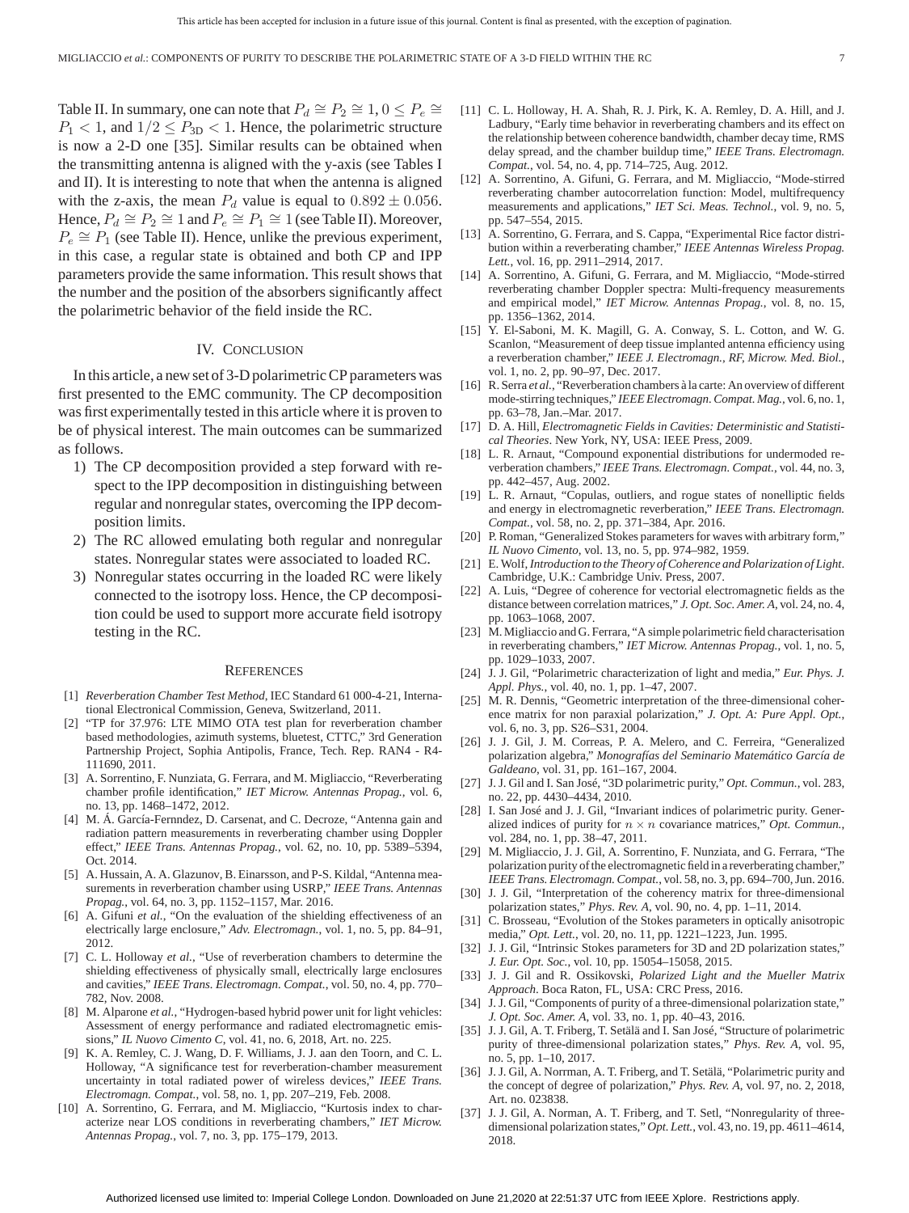Table II. In summary, one can note that $P_d \cong P_2 \cong 1$, $0 \leq P_e \cong P_1 < 1$, and $1/2 \leq P_{3D} < 1$. Hence, the polarimetric structure is now a 2-D one [35]. Similar results can be obtained when the transmitting antenna is aligned with the y-axis (see Tables I and II). It is interesting to note that when the antenna is aligned with the z-axis, the mean $P_d$ value is equal to $0.892 \pm 0.056$. Hence, $P_d \cong P_2 \cong 1$ and $P_e \cong P_1 \cong 1$ (see Table II). Moreover, $P_e \cong P_1$ (see Table II). Hence, unlike the previous experiment, in this case, a regular state is obtained and both CP and IPP parameters provide the same information. This result shows that the number and the position of the absorbers significantly affect the polarimetric behavior of the field inside the RC.

## IV. Conclusion

In this article, a new set of 3-D polarimetric CP parameters was first presented to the EMC community. The CP decomposition was first experimentally tested in this article where it is proven to be of physical interest. The main outcomes can be summarized as follows.

1) The CP decomposition provided a step forward with respect to the IPP decomposition in distinguishing between regular and nonregular states, overcoming the IPP decomposition limits.
2) The RC allowed emulating both regular and nonregular states. Nonregular states were associated to loaded RC.
3) Nonregular states occurring in the loaded RC were likely connected to the isotropy loss. Hence, the CP decomposition could be used to support more accurate field isotropy testing in the RC.

## References

[1] *Reverberation Chamber Test Method*, IEC Standard 61 000-4-21, International Electronical Commission, Geneva, Switzerland, 2011.

[2] "TP for 37.976: LTE MIMO OTA test plan for reverberation chamber based methodologies, azimuth systems, bluetest, CTTC," 3rd Generation Partnership Project, Sophia Antipolis, France, Tech. Rep. RAN4 - R4-111690, 2011.

[3] A. Sorrentino, F. Nunziata, G. Ferrara, and M. Migliaccio, "Reverberating chamber profile identification," *IET Microw. Antennas Propag.*, vol. 6, no. 13, pp. 1468–1472, 2012.

[4] M. Á. García-Fernndez, D. Carsenat, and C. Decroze, "Antenna gain and radiation pattern measurements in reverberating chamber using Doppler effect," *IEEE Trans. Antennas Propag.*, vol. 62, no. 10, pp. 5389–5394, Oct. 2014.

[5] A. Hussain, A. A. Glazunov, B. Einarsson, and P-S. Kildal, "Antenna measurements in reverberation chamber using USRP," *IEEE Trans. Antennas Propag.*, vol. 64, no. 3, pp. 1152–1157, Mar. 2016.

[6] A. Gifuni *et al.*, "On the evaluation of the shielding effectiveness of an electrically large enclosure," *Adv. Electromagn.*, vol. 1, no. 5, pp. 84–91, 2012.

[7] C. L. Holloway *et al.*, "Use of reverberation chambers to determine the shielding effectiveness of physically small, electrically large enclosures and cavities," *IEEE Trans. Electromagn. Compat.*, vol. 50, no. 4, pp. 770–782, Nov. 2008.

[8] M. Alparone *et al.*, "Hydrogen-based hybrid power unit for light vehicles: Assessment of energy performance and radiated electromagnetic emissions," *IL Nuovo Cimento C*, vol. 41, no. 6, 2018, Art. no. 225.

[9] K. A. Remley, C. J. Wang, D. F. Williams, J. J. aan den Toorn, and C. L. Holloway, "A significance test for reverberation-chamber measurement uncertainty in total radiated power of wireless devices," *IEEE Trans. Electromagn. Compat.*, vol. 58, no. 1, pp. 207–219, Feb. 2008.

[10] A. Sorrentino, G. Ferrara, and M. Migliaccio, "Kurtosis index to characterize near LOS conditions in reverberating chambers," *IET Microw. Antennas Propag.*, vol. 7, no. 3, pp. 175–179, 2013.

[11] C. L. Holloway, H. A. Shah, R. J. Pirk, K. A. Remley, D. A. Hill, and J. Ladbury, "Early time behavior in reverberating chambers and its effect on the relationship between coherence bandwidth, chamber decay time, RMS delay spread, and the chamber buildup time," *IEEE Trans. Electromagn. Compat.*, vol. 54, no. 4, pp. 714–725, Aug. 2012.

[12] A. Sorrentino, A. Gifuni, G. Ferrara, and M. Migliaccio, "Mode-stirred reverberating chamber autocorrelation function: Model, multifrequency measurements and applications," *IET Sci. Meas. Technol.*, vol. 9, no. 5, pp. 547–554, 2015.

[13] A. Sorrentino, G. Ferrara, and S. Cappa, "Experimental Rice factor distribution within a reverberating chamber," *IEEE Antennas Wireless Propag. Lett.*, vol. 16, pp. 2911–2914, 2017.

[14] A. Sorrentino, A. Gifuni, G. Ferrara, and M. Migliaccio, "Mode-stirred reverberating chamber Doppler spectra: Multi-frequency measurements and empirical model," *IET Microw. Antennas Propag.*, vol. 8, no. 15, pp. 1356–1362, 2014.

[15] Y. El-Saboni, M. K. Magill, G. A. Conway, S. L. Cotton, and W. G. Scanlon, "Measurement of deep tissue implanted antenna efficiency using a reverberation chamber," *IEEE J. Electromagn., RF, Microw. Med. Biol.*, vol. 1, no. 2, pp. 90–97, Dec. 2017.

[16] R. Serra *et al.*, "Reverberation chambers à la carte: An overview of different mode-stirring techniques," *IEEE Electromagn. Compat. Mag.*, vol. 6, no. 1, pp. 63–78, Jan.–Mar. 2017.

[17] D. A. Hill, *Electromagnetic Fields in Cavities: Deterministic and Statistical Theories*. New York, NY, USA: IEEE Press, 2009.

[18] L. R. Arnaut, "Compound exponential distributions for undermoded reverberation chambers," *IEEE Trans. Electromagn. Compat.*, vol. 44, no. 3, pp. 442–457, Aug. 2002.

[19] L. R. Arnaut, "Copulas, outliers, and rogue states of nonelliptic fields and energy in electromagnetic reverberation," *IEEE Trans. Electromagn. Compat.*, vol. 58, no. 2, pp. 371–384, Apr. 2016.

[20] P. Roman, "Generalized Stokes parameters for waves with arbitrary form," *IL Nuovo Cimento*, vol. 13, no. 5, pp. 974–982, 1959.

[21] E. Wolf, *Introduction to the Theory of Coherence and Polarization of Light*. Cambridge, U.K.: Cambridge Univ. Press, 2007.

[22] A. Luis, "Degree of coherence for vectorial electromagnetic fields as the distance between correlation matrices," *J. Opt. Soc. Amer. A*, vol. 24, no. 4, pp. 1063–1068, 2007.

[23] M. Migliaccio and G. Ferrara, "A simple polarimetric field characterisation in reverberating chambers," *IET Microw. Antennas Propag.*, vol. 1, no. 5, pp. 1029–1033, 2007.

[24] J. J. Gil, "Polarimetric characterization of light and media," *Eur. Phys. J. Appl. Phys.*, vol. 40, no. 1, pp. 1–47, 2007.

[25] M. R. Dennis, "Geometric interpretation of the three-dimensional coherence matrix for non paraxial polarization," *J. Opt. A: Pure Appl. Opt.*, vol. 6, no. 3, pp. S26–S31, 2004.

[26] J. J. Gil, J. M. Correas, P. A. Melero, and C. Ferreira, "Generalized polarization algebra," *Monografías del Seminario Matemático García de Galdeano*, vol. 31, pp. 161–167, 2004.

[27] J. J. Gil and I. San José, "3D polarimetric purity," *Opt. Commun.*, vol. 283, no. 22, pp. 4430–4434, 2010.

[28] I. San José and J. J. Gil, "Invariant indices of polarimetric purity. Generalized indices of purity for $n \times n$ covariance matrices," *Opt. Commun.*, vol. 284, no. 1, pp. 38–47, 2011.

[29] M. Migliaccio, J. J. Gil, A. Sorrentino, F. Nunziata, and G. Ferrara, "The polarization purity of the electromagnetic field in a reverberating chamber," *IEEE Trans. Electromagn. Compat.*, vol. 58, no. 3, pp. 694–700, Jun. 2016.

[30] J. J. Gil, "Interpretation of the coherency matrix for three-dimensional polarization states," *Phys. Rev. A*, vol. 90, no. 4, pp. 1–11, 2014.

[31] C. Brosseau, "Evolution of the Stokes parameters in optically anisotropic media," *Opt. Lett.*, vol. 20, no. 11, pp. 1221–1223, Jun. 1995.

[32] J. J. Gil, "Intrinsic Stokes parameters for 3D and 2D polarization states," *J. Eur. Opt. Soc.*, vol. 10, pp. 15054–15058, 2015.

[33] J. J. Gil and R. Ossikovski, *Polarized Light and the Mueller Matrix Approach*. Boca Raton, FL, USA: CRC Press, 2016.

[34] J. J. Gil, "Components of purity of a three-dimensional polarization state," *J. Opt. Soc. Amer. A*, vol. 33, no. 1, pp. 40–43, 2016.

[35] J. J. Gil, A. T. Friberg, T. Setälä and I. San José, "Structure of polarimetric purity of three-dimensional polarization states," *Phys. Rev. A*, vol. 95, no. 5, pp. 1–10, 2017.

[36] J. J. Gil, A. Norrman, A. T. Friberg, and T. Setälä, "Polarimetric purity and the concept of degree of polarization," *Phys. Rev. A*, vol. 97, no. 2, 2018, Art. no. 023838.

[37] J. J. Gil, A. Norman, A. T. Friberg, and T. Setl, "Nonregularity of three-dimensional polarization states," *Opt. Lett.*, vol. 43, no. 19, pp. 4611–4614, 2018.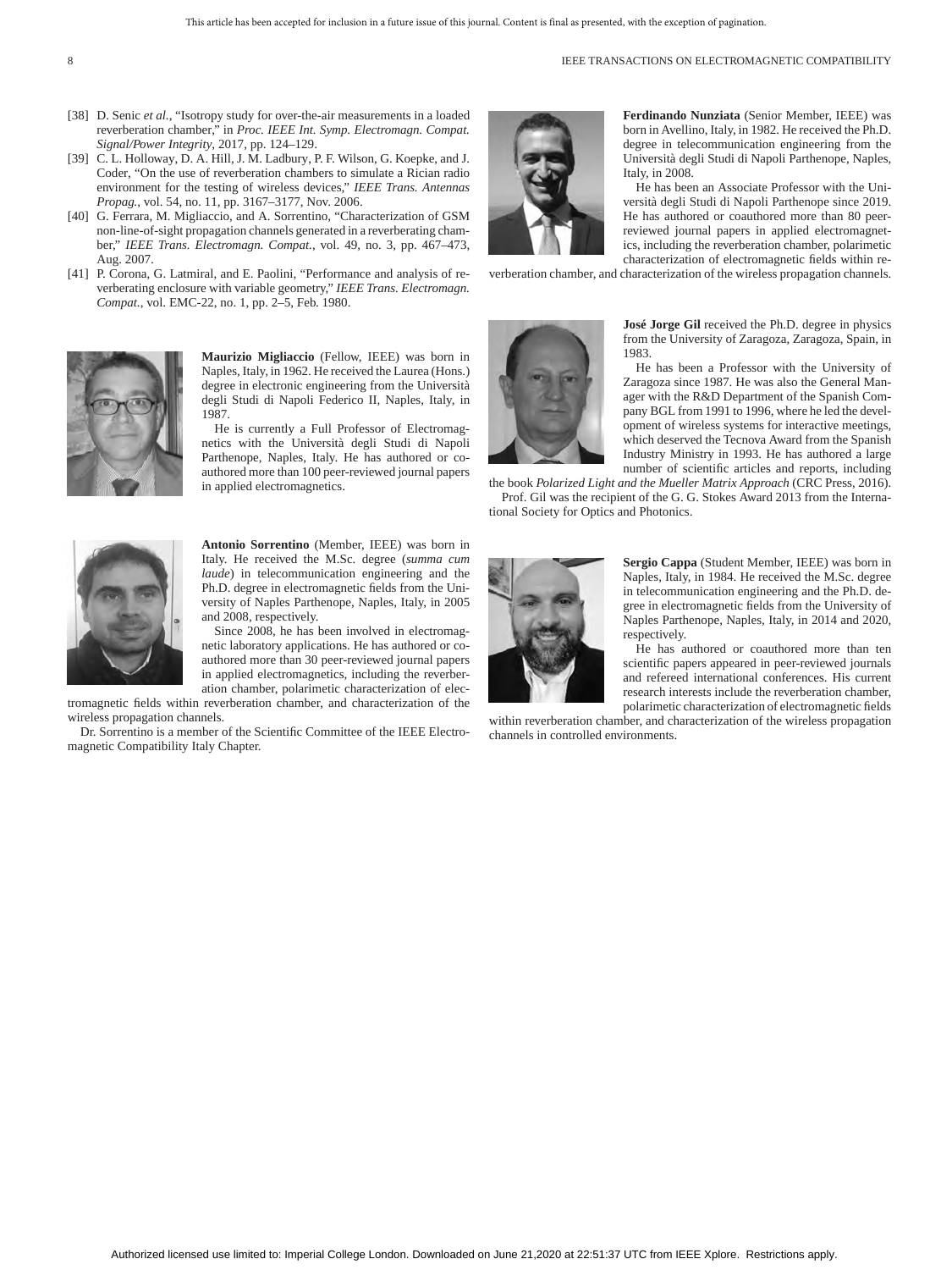[38] D. Senic *et al.*, "Isotropy study for over-the-air measurements in a loaded reverberation chamber," in *Proc. IEEE Int. Symp. Electromagn. Compat. Signal/Power Integrity*, 2017, pp. 124–129.

[39] C. L. Holloway, D. A. Hill, J. M. Ladbury, P. F. Wilson, G. Koepke, and J. Coder, "On the use of reverberation chambers to simulate a Rician radio environment for the testing of wireless devices," *IEEE Trans. Antennas Propag.*, vol. 54, no. 11, pp. 3167–3177, Nov. 2006.

[40] G. Ferrara, M. Migliaccio, and A. Sorrentino, "Characterization of GSM non-line-of-sight propagation channels generated in a reverberating chamber," *IEEE Trans. Electromagn. Compat.*, vol. 49, no. 3, pp. 467–473, Aug. 2007.

[41] P. Corona, G. Latmiral, and E. Paolini, "Performance and analysis of reverberating enclosure with variable geometry," *IEEE Trans. Electromagn. Compat.*, vol. EMC-22, no. 1, pp. 2–5, Feb. 1980.

**Maurizio Migliaccio** (Fellow, IEEE) was born in Naples, Italy, in 1962. He received the Laurea (Hons.) degree in electronic engineering from the Università degli Studi di Napoli Federico II, Naples, Italy, in 1987.

He is currently a Full Professor of Electromagnetics with the Università degli Studi di Napoli Parthenope, Naples, Italy. He has authored or coauthored more than 100 peer-reviewed journal papers in applied electromagnetics.

**Antonio Sorrentino** (Member, IEEE) was born in Italy. He received the M.Sc. degree (*summa cum laude*) in telecommunication engineering and the Ph.D. degree in electromagnetic fields from the University of Naples Parthenope, Naples, Italy, in 2005 and 2008, respectively.

Since 2008, he has been involved in electromagnetic laboratory applications. He has authored or coauthored more than 30 peer-reviewed journal papers in applied electromagnetics, including the reverberation chamber, polarimetric characterization of electromagnetic fields within reverberation chamber, and characterization of the wireless propagation channels.

Dr. Sorrentino is a member of the Scientific Committee of the IEEE Electromagnetic Compatibility Italy Chapter.

**Ferdinando Nunziata** (Senior Member, IEEE) was born in Avellino, Italy, in 1982. He received the Ph.D. degree in telecommunication engineering from the Università degli Studi di Napoli Parthenope, Naples, Italy, in 2008.

He has been an Associate Professor with the Università degli Studi di Napoli Parthenope since 2019. He has authored or coauthored more than 80 peer-reviewed journal papers in applied electromagnetics, including the reverberation chamber, polarimetric characterization of electromagnetic fields within reverberation chamber, and characterization of the wireless propagation channels.

**José Jorge Gil** received the Ph.D. degree in physics from the University of Zaragoza, Zaragoza, Spain, in 1983.

He has been a Professor with the University of Zaragoza since 1987. He was also the General Manager with the R&D Department of the Spanish Company BGL from 1991 to 1996, where he led the development of wireless systems for interactive meetings, which deserved the Tecnova Award from the Spanish Industry Ministry in 1993. He has authored a large number of scientific articles and reports, including the book *Polarized Light and the Mueller Matrix Approach* (CRC Press, 2016).

Prof. Gil was the recipient of the G. G. Stokes Award 2013 from the International Society for Optics and Photonics.

**Sergio Cappa** (Student Member, IEEE) was born in Naples, Italy, in 1984. He received the M.Sc. degree in telecommunication engineering and the Ph.D. degree in electromagnetic fields from the University of Naples Parthenope, Naples, Italy, in 2014 and 2020, respectively.

He has authored or coauthored more than ten scientific papers appeared in peer-reviewed journals and refereed international conferences. His current research interests include the reverberation chamber, polarimetric characterization of electromagnetic fields within reverberation chamber, and characterization of the wireless propagation channels in controlled environments.